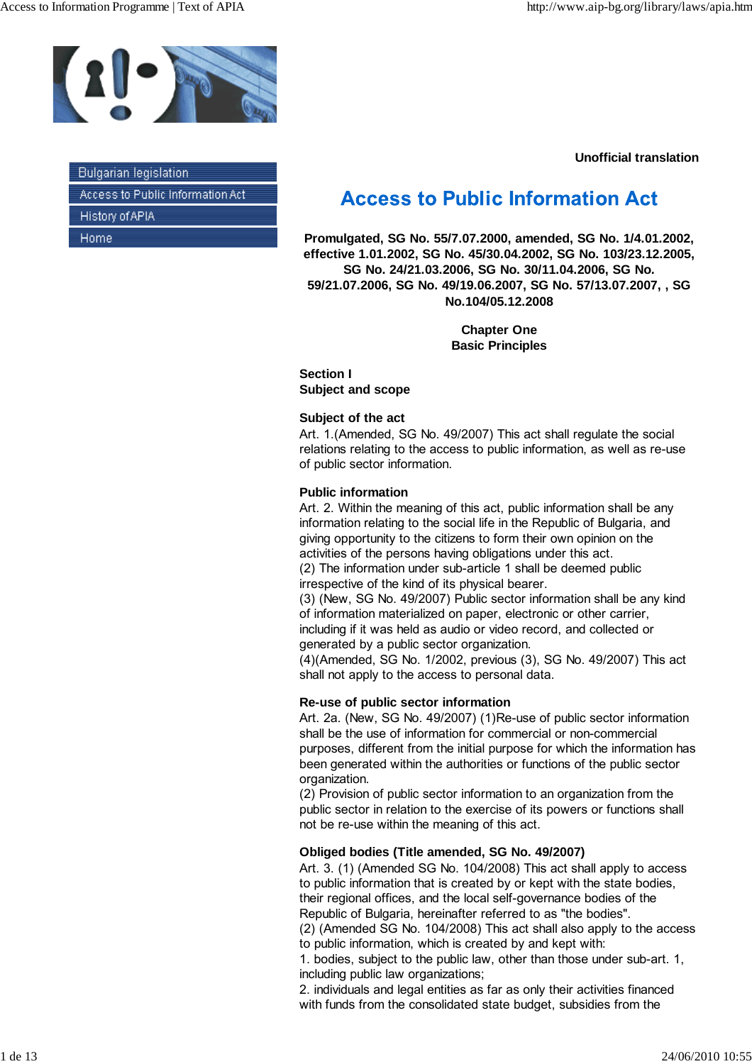Unofficial translation

# Access to Public Information Act

**Promulgated, SG No. 55/7.07.2000, amended, SG No. 1/4.01.2002, effective 1.01.2002, SG No. 45/30.04.2002, SG No. 103/23.12.2005, SG No. 24/21.03.2006, SG No. 30/11.04.2006, SG No. 59/21.07.2006, SG No. 49/19.06.2007, SG No. 57/13.07.2007, , SG No.104/05.12.2008**

## Chapter One
## Basic Principles

### Section I
### Subject and scope

**Subject of the act**

Art. 1.(Amended, SG No. 49/2007) This act shall regulate the social relations relating to the access to public information, as well as re-use of public sector information.

**Public information**

Art. 2. Within the meaning of this act, public information shall be any information relating to the social life in the Republic of Bulgaria, and giving opportunity to the citizens to form their own opinion on the activities of the persons having obligations under this act.

(2) The information under sub-article 1 shall be deemed public irrespective of the kind of its physical bearer.

(3) (New, SG No. 49/2007) Public sector information shall be any kind of information materialized on paper, electronic or other carrier, including if it was held as audio or video record, and collected or generated by a public sector organization.

(4)(Amended, SG No. 1/2002, previous (3), SG No. 49/2007) This act shall not apply to the access to personal data.

**Re-use of public sector information**

Art. 2a. (New, SG No. 49/2007) (1)Re-use of public sector information shall be the use of information for commercial or non-commercial purposes, different from the initial purpose for which the information has been generated within the authorities or functions of the public sector organization.

(2) Provision of public sector information to an organization from the public sector in relation to the exercise of its powers or functions shall not be re-use within the meaning of this act.

**Obliged bodies (Title amended, SG No. 49/2007)**

Art. 3. (1) (Amended SG No. 104/2008) This act shall apply to access to public information that is created by or kept with the state bodies, their regional offices, and the local self-governance bodies of the Republic of Bulgaria, hereinafter referred to as "the bodies".

(2) (Amended SG No. 104/2008) This act shall also apply to the access to public information, which is created by and kept with:

1. bodies, subject to the public law, other than those under sub-art. 1, including public law organizations;
2. individuals and legal entities as far as only their activities financed with funds from the consolidated state budget, subsidies from the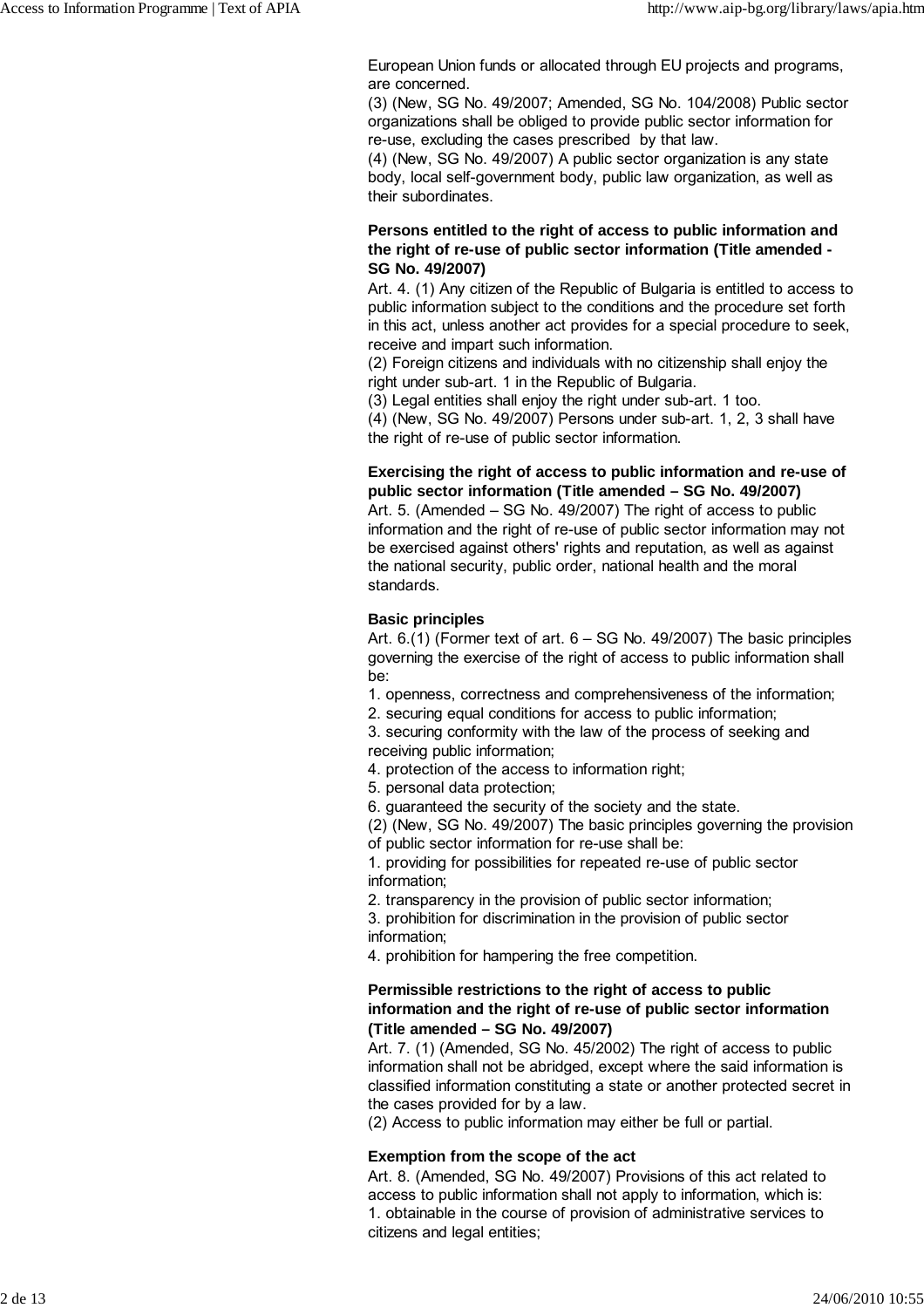European Union funds or allocated through EU projects and programs, are concerned.
(3) (New, SG No. 49/2007; Amended, SG No. 104/2008) Public sector organizations shall be obliged to provide public sector information for re-use, excluding the cases prescribed by that law.
(4) (New, SG No. 49/2007) A public sector organization is any state body, local self-government body, public law organization, as well as their subordinates.

**Persons entitled to the right of access to public information and the right of re-use of public sector information (Title amended - SG No. 49/2007)**
Art. 4. (1) Any citizen of the Republic of Bulgaria is entitled to access to public information subject to the conditions and the procedure set forth in this act, unless another act provides for a special procedure to seek, receive and impart such information.
(2) Foreign citizens and individuals with no citizenship shall enjoy the right under sub-art. 1 in the Republic of Bulgaria.
(3) Legal entities shall enjoy the right under sub-art. 1 too.
(4) (New, SG No. 49/2007) Persons under sub-art. 1, 2, 3 shall have the right of re-use of public sector information.

**Exercising the right of access to public information and re-use of public sector information (Title amended – SG No. 49/2007)**
Art. 5. (Amended – SG No. 49/2007) The right of access to public information and the right of re-use of public sector information may not be exercised against others' rights and reputation, as well as against the national security, public order, national health and the moral standards.

**Basic principles**
Art. 6.(1) (Former text of art. 6 – SG No. 49/2007) The basic principles governing the exercise of the right of access to public information shall be:
1. openness, correctness and comprehensiveness of the information;
2. securing equal conditions for access to public information;
3. securing conformity with the law of the process of seeking and receiving public information;
4. protection of the access to information right;
5. personal data protection;
6. guaranteed the security of the society and the state.
(2) (New, SG No. 49/2007) The basic principles governing the provision of public sector information for re-use shall be:
1. providing for possibilities for repeated re-use of public sector information;
2. transparency in the provision of public sector information;
3. prohibition for discrimination in the provision of public sector information;
4. prohibition for hampering the free competition.

**Permissible restrictions to the right of access to public information and the right of re-use of public sector information (Title amended – SG No. 49/2007)**
Art. 7. (1) (Amended, SG No. 45/2002) The right of access to public information shall not be abridged, except where the said information is classified information constituting a state or another protected secret in the cases provided for by a law.
(2) Access to public information may either be full or partial.

**Exemption from the scope of the act**
Art. 8. (Amended, SG No. 49/2007) Provisions of this act related to access to public information shall not apply to information, which is:
1. obtainable in the course of provision of administrative services to citizens and legal entities;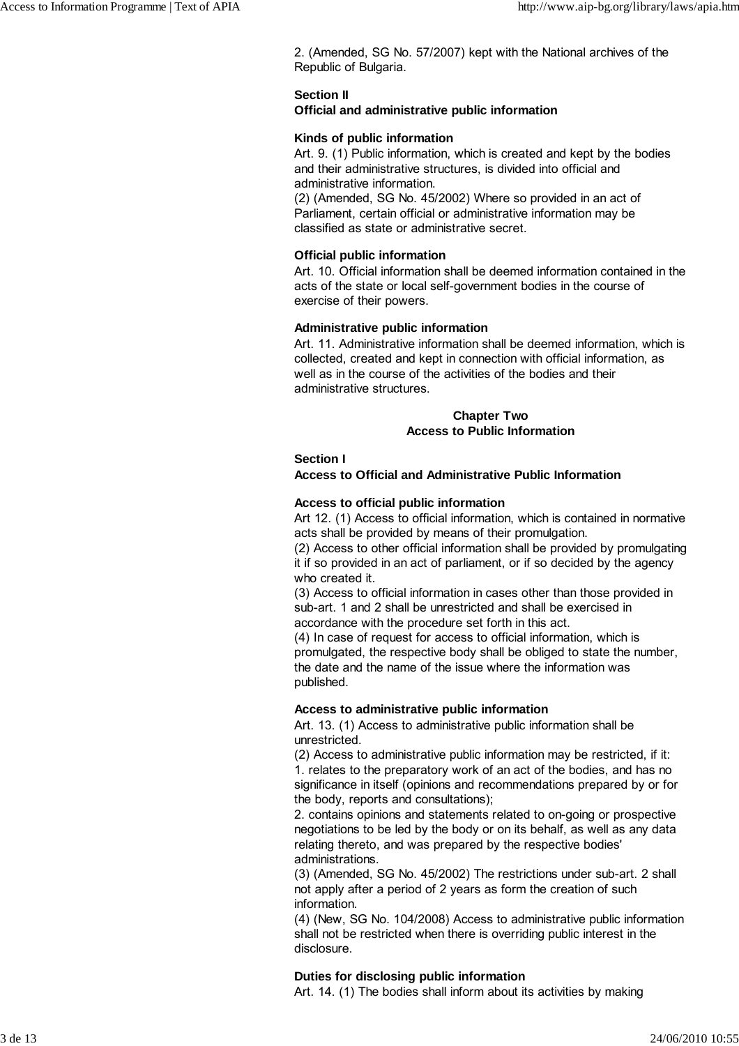2. (Amended, SG No. 57/2007) kept with the National archives of the Republic of Bulgaria.

**Section II**
**Official and administrative public information**

**Kinds of public information**
Art. 9. (1) Public information, which is created and kept by the bodies and their administrative structures, is divided into official and administrative information.
(2) (Amended, SG No. 45/2002) Where so provided in an act of Parliament, certain official or administrative information may be classified as state or administrative secret.

**Official public information**
Art. 10. Official information shall be deemed information contained in the acts of the state or local self-government bodies in the course of exercise of their powers.

**Administrative public information**
Art. 11. Administrative information shall be deemed information, which is collected, created and kept in connection with official information, as well as in the course of the activities of the bodies and their administrative structures.

## Chapter Two
## Access to Public Information

**Section I**
**Access to Official and Administrative Public Information**

**Access to official public information**
Art 12. (1) Access to official information, which is contained in normative acts shall be provided by means of their promulgation.
(2) Access to other official information shall be provided by promulgating it if so provided in an act of parliament, or if so decided by the agency who created it.
(3) Access to official information in cases other than those provided in sub-art. 1 and 2 shall be unrestricted and shall be exercised in accordance with the procedure set forth in this act.
(4) In case of request for access to official information, which is promulgated, the respective body shall be obliged to state the number, the date and the name of the issue where the information was published.

**Access to administrative public information**
Art. 13. (1) Access to administrative public information shall be unrestricted.
(2) Access to administrative public information may be restricted, if it:
1. relates to the preparatory work of an act of the bodies, and has no significance in itself (opinions and recommendations prepared by or for the body, reports and consultations);
2. contains opinions and statements related to on-going or prospective negotiations to be led by the body or on its behalf, as well as any data relating thereto, and was prepared by the respective bodies' administrations.
(3) (Amended, SG No. 45/2002) The restrictions under sub-art. 2 shall not apply after a period of 2 years as form the creation of such information.
(4) (New, SG No. 104/2008) Access to administrative public information shall not be restricted when there is overriding public interest in the disclosure.

**Duties for disclosing public information**
Art. 14. (1) The bodies shall inform about its activities by making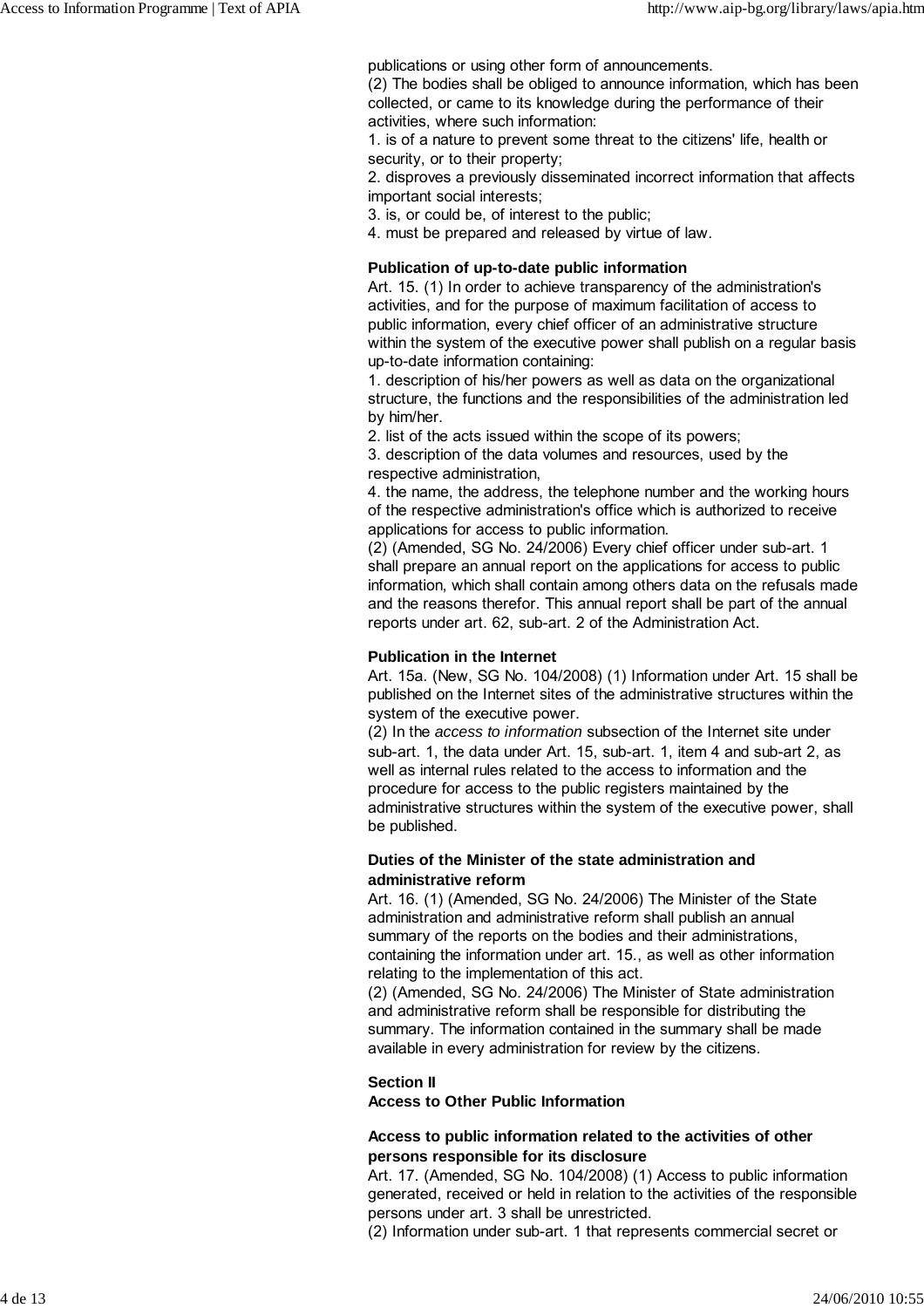publications or using other form of announcements.
(2) The bodies shall be obliged to announce information, which has been collected, or came to its knowledge during the performance of their activities, where such information:
1. is of a nature to prevent some threat to the citizens' life, health or security, or to their property;
2. disproves a previously disseminated incorrect information that affects important social interests;
3. is, or could be, of interest to the public;
4. must be prepared and released by virtue of law.

**Publication of up-to-date public information**
Art. 15. (1) In order to achieve transparency of the administration's activities, and for the purpose of maximum facilitation of access to public information, every chief officer of an administrative structure within the system of the executive power shall publish on a regular basis up-to-date information containing:
1. description of his/her powers as well as data on the organizational structure, the functions and the responsibilities of the administration led by him/her.
2. list of the acts issued within the scope of its powers;
3. description of the data volumes and resources, used by the respective administration,
4. the name, the address, the telephone number and the working hours of the respective administration's office which is authorized to receive applications for access to public information.
(2) (Amended, SG No. 24/2006) Every chief officer under sub-art. 1 shall prepare an annual report on the applications for access to public information, which shall contain among others data on the refusals made and the reasons therefor. This annual report shall be part of the annual reports under art. 62, sub-art. 2 of the Administration Act.

**Publication in the Internet**
Art. 15a. (New, SG No. 104/2008) (1) Information under Art. 15 shall be published on the Internet sites of the administrative structures within the system of the executive power.
(2) In the *access to information* subsection of the Internet site under sub-art. 1, the data under Art. 15, sub-art. 1, item 4 and sub-art 2, as well as internal rules related to the access to information and the procedure for access to the public registers maintained by the administrative structures within the system of the executive power, shall be published.

**Duties of the Minister of the state administration and administrative reform**
Art. 16. (1) (Amended, SG No. 24/2006) The Minister of the State administration and administrative reform shall publish an annual summary of the reports on the bodies and their administrations, containing the information under art. 15., as well as other information relating to the implementation of this act.
(2) (Amended, SG No. 24/2006) The Minister of State administration and administrative reform shall be responsible for distributing the summary. The information contained in the summary shall be made available in every administration for review by the citizens.

**Section II**
**Access to Other Public Information**

**Access to public information related to the activities of other persons responsible for its disclosure**
Art. 17. (Amended, SG No. 104/2008) (1) Access to public information generated, received or held in relation to the activities of the responsible persons under art. 3 shall be unrestricted.
(2) Information under sub-art. 1 that represents commercial secret or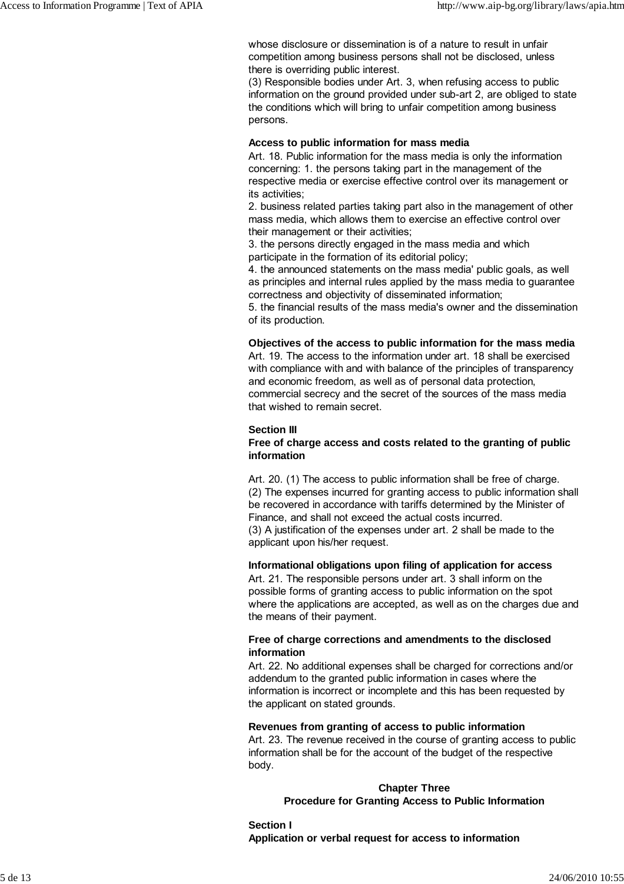whose disclosure or dissemination is of a nature to result in unfair competition among business persons shall not be disclosed, unless there is overriding public interest.
(3) Responsible bodies under Art. 3, when refusing access to public information on the ground provided under sub-art 2, are obliged to state the conditions which will bring to unfair competition among business persons.

**Access to public information for mass media**

Art. 18. Public information for the mass media is only the information concerning: 1. the persons taking part in the management of the respective media or exercise effective control over its management or its activities;
2. business related parties taking part also in the management of other mass media, which allows them to exercise an effective control over their management or their activities;
3. the persons directly engaged in the mass media and which participate in the formation of its editorial policy;
4. the announced statements on the mass media' public goals, as well as principles and internal rules applied by the mass media to guarantee correctness and objectivity of disseminated information;
5. the financial results of the mass media's owner and the dissemination of its production.

**Objectives of the access to public information for the mass media**

Art. 19. The access to the information under art. 18 shall be exercised with compliance with and with balance of the principles of transparency and economic freedom, as well as of personal data protection, commercial secrecy and the secret of the sources of the mass media that wished to remain secret.

**Section III**
**Free of charge access and costs related to the granting of public information**

Art. 20. (1) The access to public information shall be free of charge.
(2) The expenses incurred for granting access to public information shall be recovered in accordance with tariffs determined by the Minister of Finance, and shall not exceed the actual costs incurred.
(3) A justification of the expenses under art. 2 shall be made to the applicant upon his/her request.

**Informational obligations upon filing of application for access**

Art. 21. The responsible persons under art. 3 shall inform on the possible forms of granting access to public information on the spot where the applications are accepted, as well as on the charges due and the means of their payment.

**Free of charge corrections and amendments to the disclosed information**

Art. 22. No additional expenses shall be charged for corrections and/or addendum to the granted public information in cases where the information is incorrect or incomplete and this has been requested by the applicant on stated grounds.

**Revenues from granting of access to public information**

Art. 23. The revenue received in the course of granting access to public information shall be for the account of the budget of the respective body.

## Chapter Three
## Procedure for Granting Access to Public Information

**Section I**
**Application or verbal request for access to information**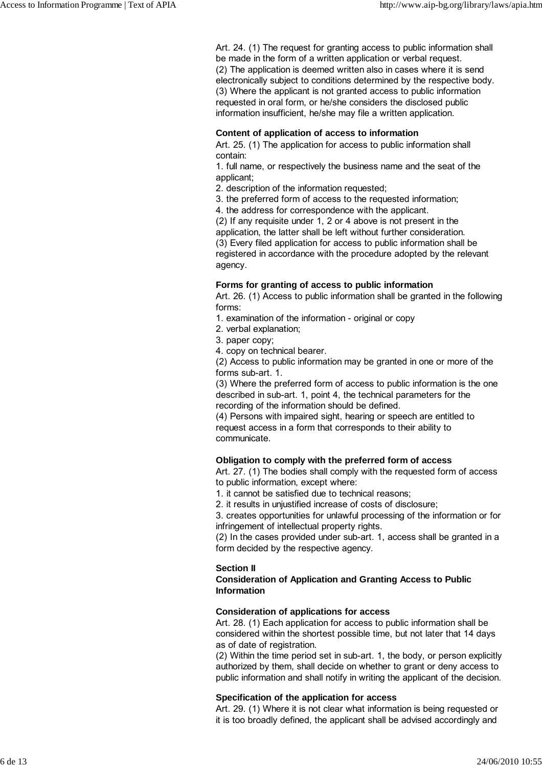Art. 24. (1) The request for granting access to public information shall be made in the form of a written application or verbal request.
(2) The application is deemed written also in cases where it is send electronically subject to conditions determined by the respective body.
(3) Where the applicant is not granted access to public information requested in oral form, or he/she considers the disclosed public information insufficient, he/she may file a written application.

**Content of application of access to information**
Art. 25. (1) The application for access to public information shall contain:
1. full name, or respectively the business name and the seat of the applicant;
2. description of the information requested;
3. the preferred form of access to the requested information;
4. the address for correspondence with the applicant.
(2) If any requisite under 1, 2 or 4 above is not present in the application, the latter shall be left without further consideration.
(3) Every filed application for access to public information shall be registered in accordance with the procedure adopted by the relevant agency.

**Forms for granting of access to public information**
Art. 26. (1) Access to public information shall be granted in the following forms:
1. examination of the information - original or copy
2. verbal explanation;
3. paper copy;
4. copy on technical bearer.
(2) Access to public information may be granted in one or more of the forms sub-art. 1.
(3) Where the preferred form of access to public information is the one described in sub-art. 1, point 4, the technical parameters for the recording of the information should be defined.
(4) Persons with impaired sight, hearing or speech are entitled to request access in a form that corresponds to their ability to communicate.

**Obligation to comply with the preferred form of access**
Art. 27. (1) The bodies shall comply with the requested form of access to public information, except where:
1. it cannot be satisfied due to technical reasons;
2. it results in unjustified increase of costs of disclosure;
3. creates opportunities for unlawful processing of the information or for infringement of intellectual property rights.
(2) In the cases provided under sub-art. 1, access shall be granted in a form decided by the respective agency.

**Section II**
**Consideration of Application and Granting Access to Public Information**

**Consideration of applications for access**
Art. 28. (1) Each application for access to public information shall be considered within the shortest possible time, but not later that 14 days as of date of registration.
(2) Within the time period set in sub-art. 1, the body, or person explicitly authorized by them, shall decide on whether to grant or deny access to public information and shall notify in writing the applicant of the decision.

**Specification of the application for access**
Art. 29. (1) Where it is not clear what information is being requested or it is too broadly defined, the applicant shall be advised accordingly and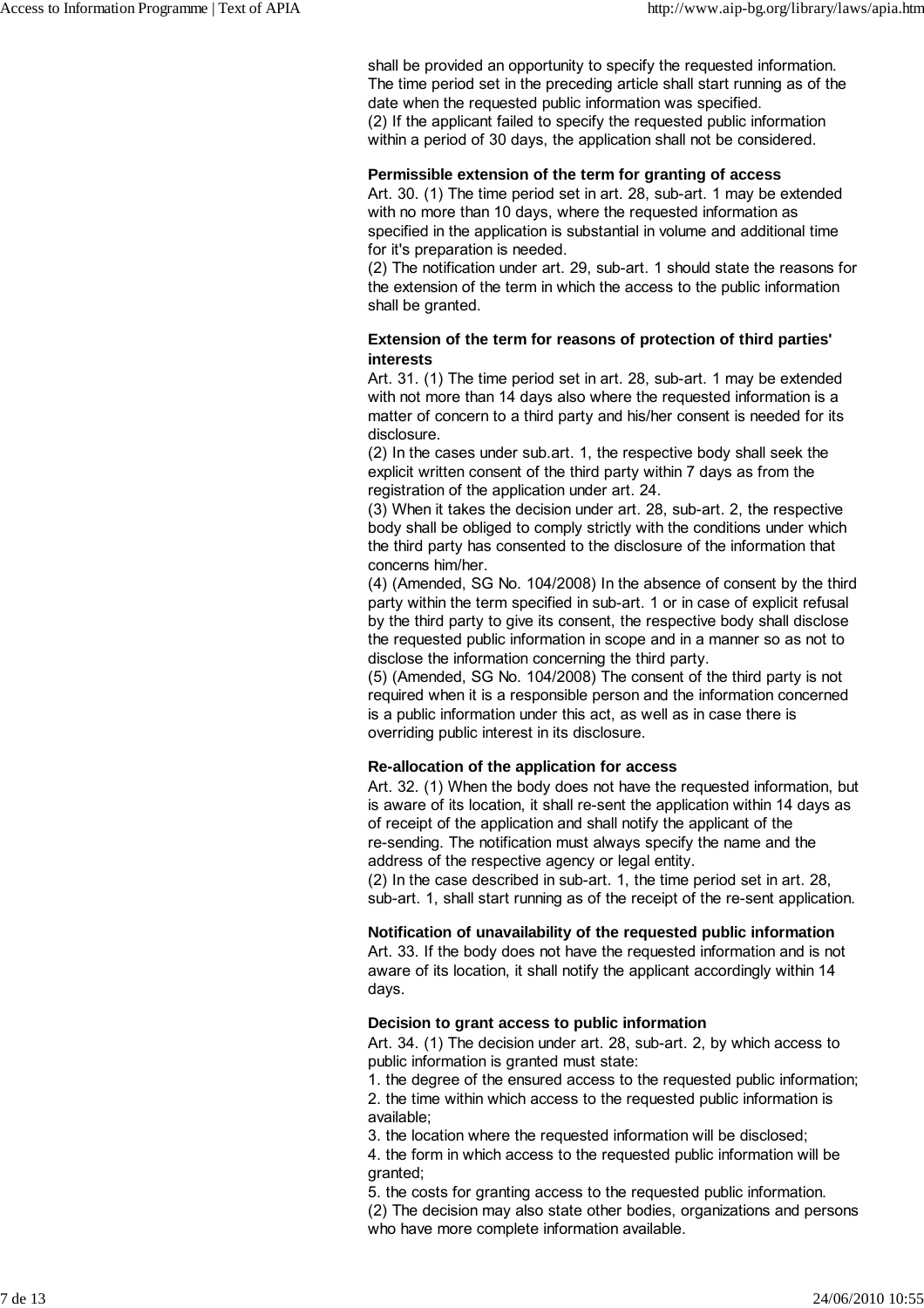shall be provided an opportunity to specify the requested information. The time period set in the preceding article shall start running as of the date when the requested public information was specified.
(2) If the applicant failed to specify the requested public information within a period of 30 days, the application shall not be considered.

**Permissible extension of the term for granting of access**
Art. 30. (1) The time period set in art. 28, sub-art. 1 may be extended with no more than 10 days, where the requested information as specified in the application is substantial in volume and additional time for it's preparation is needed.
(2) The notification under art. 29, sub-art. 1 should state the reasons for the extension of the term in which the access to the public information shall be granted.

**Extension of the term for reasons of protection of third parties' interests**
Art. 31. (1) The time period set in art. 28, sub-art. 1 may be extended with not more than 14 days also where the requested information is a matter of concern to a third party and his/her consent is needed for its disclosure.
(2) In the cases under sub.art. 1, the respective body shall seek the explicit written consent of the third party within 7 days as from the registration of the application under art. 24.
(3) When it takes the decision under art. 28, sub-art. 2, the respective body shall be obliged to comply strictly with the conditions under which the third party has consented to the disclosure of the information that concerns him/her.
(4) (Amended, SG No. 104/2008) In the absence of consent by the third party within the term specified in sub-art. 1 or in case of explicit refusal by the third party to give its consent, the respective body shall disclose the requested public information in scope and in a manner so as not to disclose the information concerning the third party.
(5) (Amended, SG No. 104/2008) The consent of the third party is not required when it is a responsible person and the information concerned is a public information under this act, as well as in case there is overriding public interest in its disclosure.

**Re-allocation of the application for access**
Art. 32. (1) When the body does not have the requested information, but is aware of its location, it shall re-sent the application within 14 days as of receipt of the application and shall notify the applicant of the re-sending. The notification must always specify the name and the address of the respective agency or legal entity.
(2) In the case described in sub-art. 1, the time period set in art. 28, sub-art. 1, shall start running as of the receipt of the re-sent application.

**Notification of unavailability of the requested public information**
Art. 33. If the body does not have the requested information and is not aware of its location, it shall notify the applicant accordingly within 14 days.

**Decision to grant access to public information**
Art. 34. (1) The decision under art. 28, sub-art. 2, by which access to public information is granted must state:
1. the degree of the ensured access to the requested public information;
2. the time within which access to the requested public information is available;
3. the location where the requested information will be disclosed;
4. the form in which access to the requested public information will be granted;
5. the costs for granting access to the requested public information.
(2) The decision may also state other bodies, organizations and persons who have more complete information available.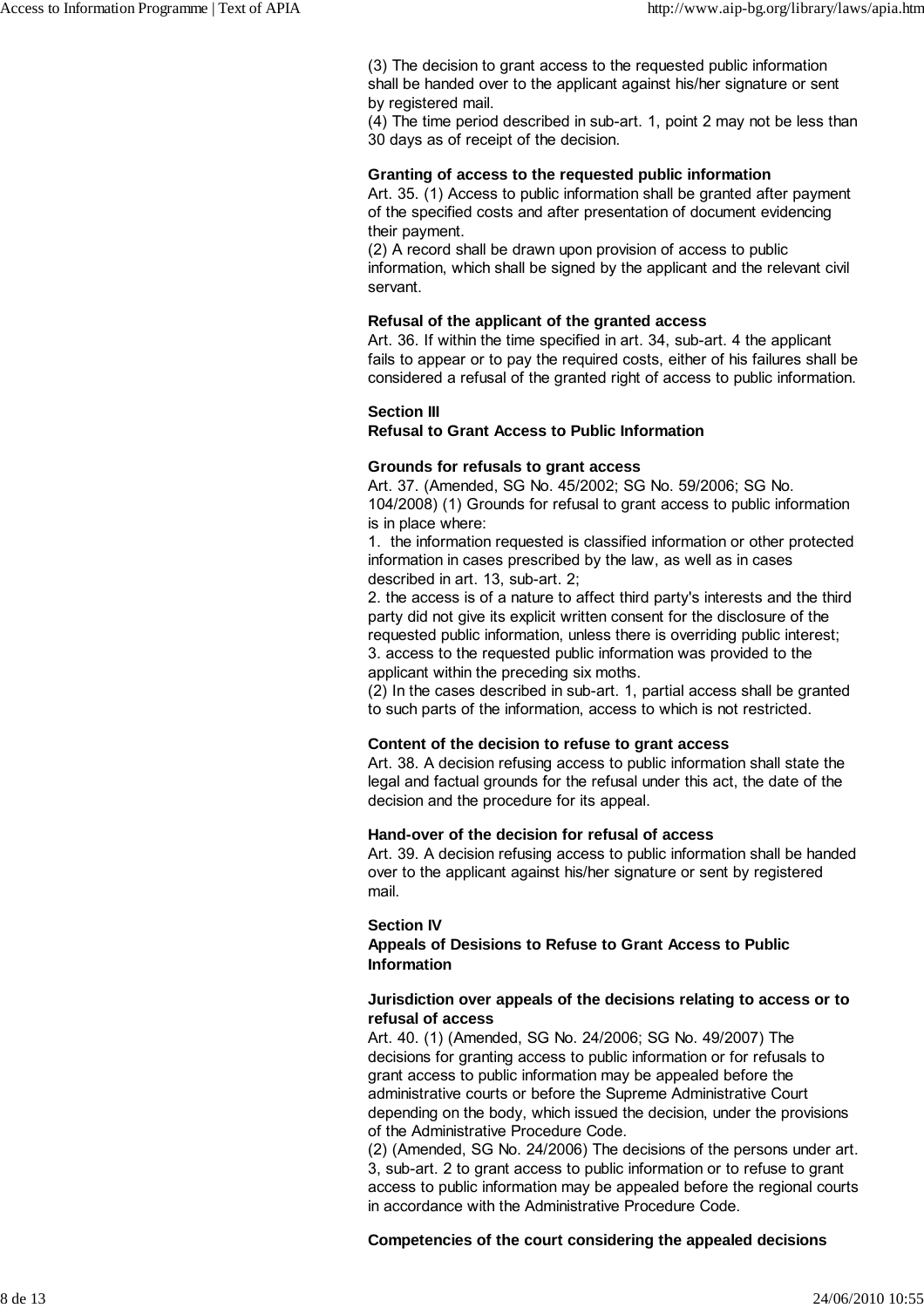(3) The decision to grant access to the requested public information shall be handed over to the applicant against his/her signature or sent by registered mail.
(4) The time period described in sub-art. 1, point 2 may not be less than 30 days as of receipt of the decision.

**Granting of access to the requested public information**
Art. 35. (1) Access to public information shall be granted after payment of the specified costs and after presentation of document evidencing their payment.
(2) A record shall be drawn upon provision of access to public information, which shall be signed by the applicant and the relevant civil servant.

**Refusal of the applicant of the granted access**
Art. 36. If within the time specified in art. 34, sub-art. 4 the applicant fails to appear or to pay the required costs, either of his failures shall be considered a refusal of the granted right of access to public information.

**Section III**
**Refusal to Grant Access to Public Information**

**Grounds for refusals to grant access**
Art. 37. (Amended, SG No. 45/2002; SG No. 59/2006; SG No. 104/2008) (1) Grounds for refusal to grant access to public information is in place where:
1. the information requested is classified information or other protected information in cases prescribed by the law, as well as in cases described in art. 13, sub-art. 2;
2. the access is of a nature to affect third party's interests and the third party did not give its explicit written consent for the disclosure of the requested public information, unless there is overriding public interest;
3. access to the requested public information was provided to the applicant within the preceding six moths.
(2) In the cases described in sub-art. 1, partial access shall be granted to such parts of the information, access to which is not restricted.

**Content of the decision to refuse to grant access**
Art. 38. A decision refusing access to public information shall state the legal and factual grounds for the refusal under this act, the date of the decision and the procedure for its appeal.

**Hand-over of the decision for refusal of access**
Art. 39. A decision refusing access to public information shall be handed over to the applicant against his/her signature or sent by registered mail.

**Section IV**
**Appeals of Desisions to Refuse to Grant Access to Public Information**

**Jurisdiction over appeals of the decisions relating to access or to refusal of access**
Art. 40. (1) (Amended, SG No. 24/2006; SG No. 49/2007) The decisions for granting access to public information or for refusals to grant access to public information may be appealed before the administrative courts or before the Supreme Administrative Court depending on the body, which issued the decision, under the provisions of the Administrative Procedure Code.
(2) (Amended, SG No. 24/2006) The decisions of the persons under art. 3, sub-art. 2 to grant access to public information or to refuse to grant access to public information may be appealed before the regional courts in accordance with the Administrative Procedure Code.

**Competencies of the court considering the appealed decisions**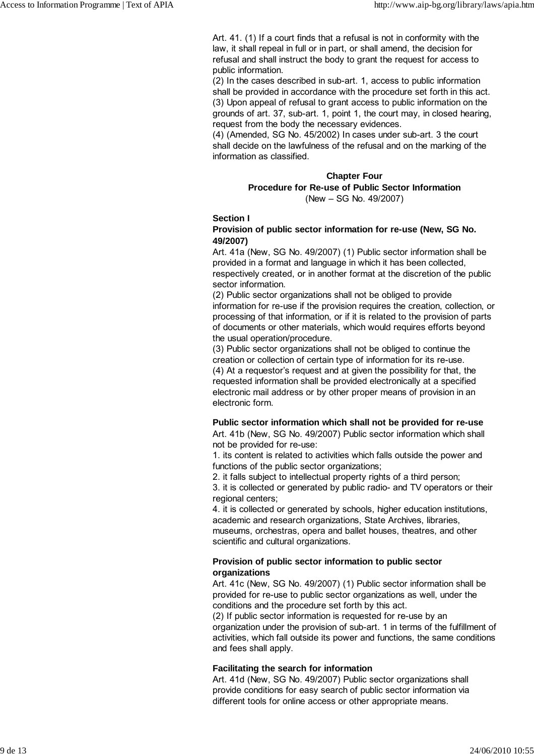Art. 41. (1) If a court finds that a refusal is not in conformity with the law, it shall repeal in full or in part, or shall amend, the decision for refusal and shall instruct the body to grant the request for access to public information.
(2) In the cases described in sub-art. 1, access to public information shall be provided in accordance with the procedure set forth in this act.
(3) Upon appeal of refusal to grant access to public information on the grounds of art. 37, sub-art. 1, point 1, the court may, in closed hearing, request from the body the necessary evidences.
(4) (Amended, SG No. 45/2002) In cases under sub-art. 3 the court shall decide on the lawfulness of the refusal and on the marking of the information as classified.

## Chapter Four
## Procedure for Re-use of Public Sector Information
(New – SG No. 49/2007)

### Section I
### Provision of public sector information for re-use (New, SG No. 49/2007)

Art. 41a (New, SG No. 49/2007) (1) Public sector information shall be provided in a format and language in which it has been collected, respectively created, or in another format at the discretion of the public sector information.
(2) Public sector organizations shall not be obliged to provide information for re-use if the provision requires the creation, collection, or processing of that information, or if it is related to the provision of parts of documents or other materials, which would requires efforts beyond the usual operation/procedure.
(3) Public sector organizations shall not be obliged to continue the creation or collection of certain type of information for its re-use.
(4) At a requestor's request and at given the possibility for that, the requested information shall be provided electronically at a specified electronic mail address or by other proper means of provision in an electronic form.

**Public sector information which shall not be provided for re-use**

Art. 41b (New, SG No. 49/2007) Public sector information which shall not be provided for re-use:
1. its content is related to activities which falls outside the power and functions of the public sector organizations;
2. it falls subject to intellectual property rights of a third person;
3. it is collected or generated by public radio- and TV operators or their regional centers;
4. it is collected or generated by schools, higher education institutions, academic and research organizations, State Archives, libraries, museums, orchestras, opera and ballet houses, theatres, and other scientific and cultural organizations.

**Provision of public sector information to public sector organizations**

Art. 41c (New, SG No. 49/2007) (1) Public sector information shall be provided for re-use to public sector organizations as well, under the conditions and the procedure set forth by this act.
(2) If public sector information is requested for re-use by an organization under the provision of sub-art. 1 in terms of the fulfillment of activities, which fall outside its power and functions, the same conditions and fees shall apply.

**Facilitating the search for information**

Art. 41d (New, SG No. 49/2007) Public sector organizations shall provide conditions for easy search of public sector information via different tools for online access or other appropriate means.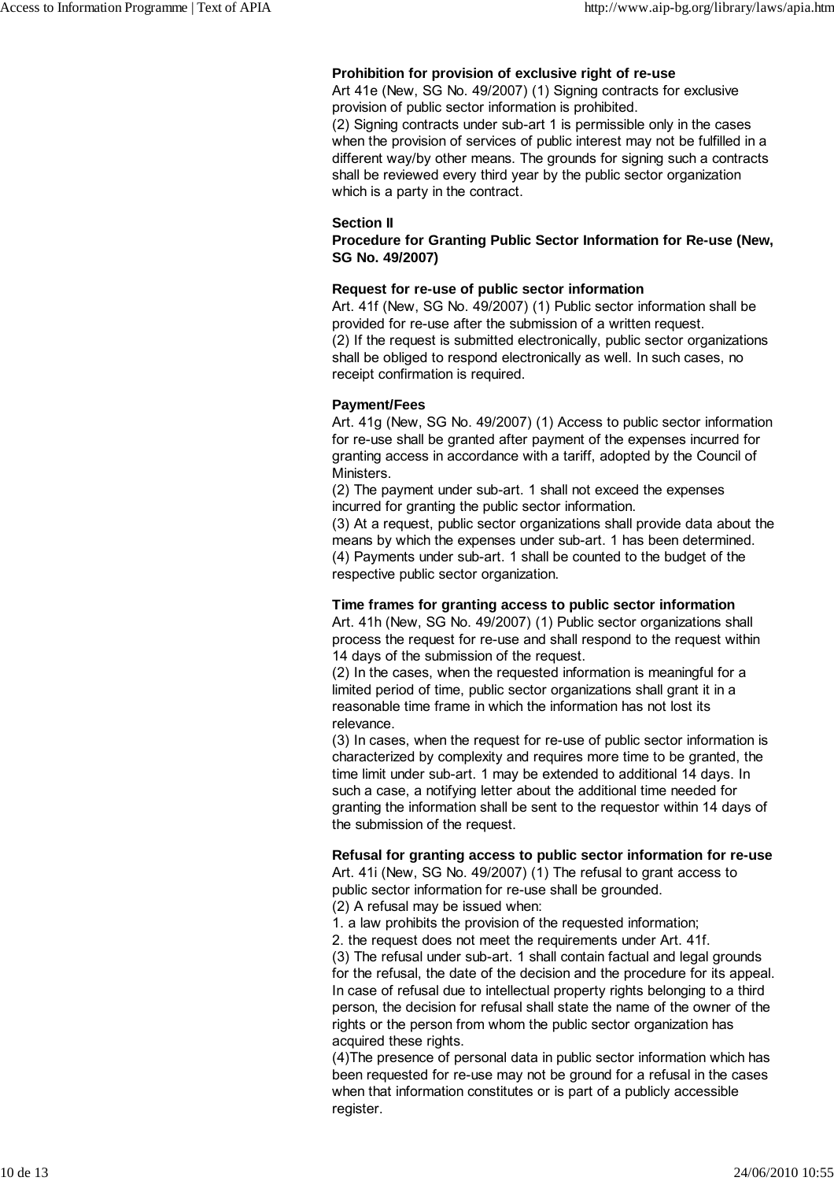**Prohibition for provision of exclusive right of re-use**

Art 41e (New, SG No. 49/2007) (1) Signing contracts for exclusive provision of public sector information is prohibited.

(2) Signing contracts under sub-art 1 is permissible only in the cases when the provision of services of public interest may not be fulfilled in a different way/by other means. The grounds for signing such a contracts shall be reviewed every third year by the public sector organization which is a party in the contract.

**Section II**

**Procedure for Granting Public Sector Information for Re-use (New, SG No. 49/2007)**

**Request for re-use of public sector information**

Art. 41f (New, SG No. 49/2007) (1) Public sector information shall be provided for re-use after the submission of a written request.

(2) If the request is submitted electronically, public sector organizations shall be obliged to respond electronically as well. In such cases, no receipt confirmation is required.

**Payment/Fees**

Art. 41g (New, SG No. 49/2007) (1) Access to public sector information for re-use shall be granted after payment of the expenses incurred for granting access in accordance with a tariff, adopted by the Council of Ministers.

(2) The payment under sub-art. 1 shall not exceed the expenses incurred for granting the public sector information.

(3) At a request, public sector organizations shall provide data about the means by which the expenses under sub-art. 1 has been determined.

(4) Payments under sub-art. 1 shall be counted to the budget of the respective public sector organization.

**Time frames for granting access to public sector information**

Art. 41h (New, SG No. 49/2007) (1) Public sector organizations shall process the request for re-use and shall respond to the request within 14 days of the submission of the request.

(2) In the cases, when the requested information is meaningful for a limited period of time, public sector organizations shall grant it in a reasonable time frame in which the information has not lost its relevance.

(3) In cases, when the request for re-use of public sector information is characterized by complexity and requires more time to be granted, the time limit under sub-art. 1 may be extended to additional 14 days. In such a case, a notifying letter about the additional time needed for granting the information shall be sent to the requestor within 14 days of the submission of the request.

**Refusal for granting access to public sector information for re-use**

Art. 41i (New, SG No. 49/2007) (1) The refusal to grant access to public sector information for re-use shall be grounded.

(2) A refusal may be issued when:

1. a law prohibits the provision of the requested information;
2. the request does not meet the requirements under Art. 41f.

(3) The refusal under sub-art. 1 shall contain factual and legal grounds for the refusal, the date of the decision and the procedure for its appeal. In case of refusal due to intellectual property rights belonging to a third person, the decision for refusal shall state the name of the owner of the rights or the person from whom the public sector organization has acquired these rights.

(4)The presence of personal data in public sector information which has been requested for re-use may not be ground for a refusal in the cases when that information constitutes or is part of a publicly accessible register.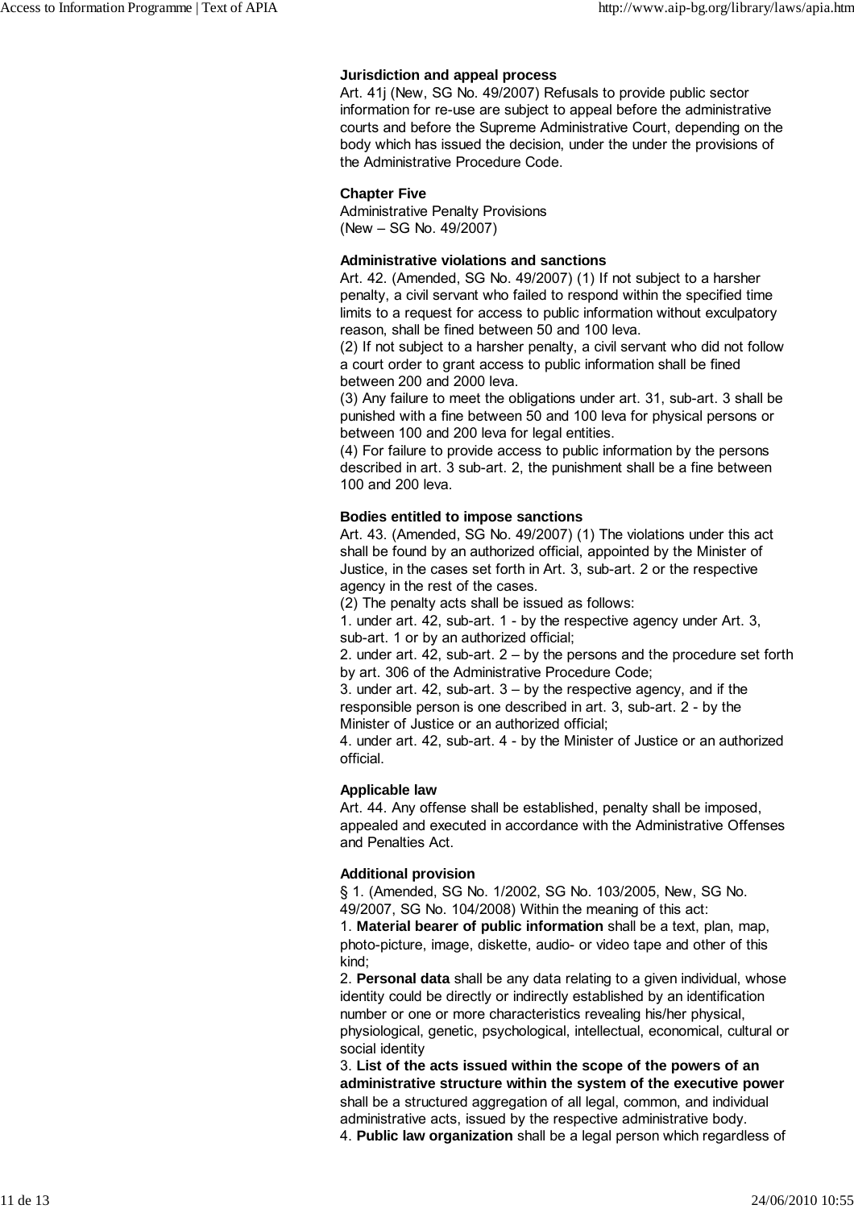**Jurisdiction and appeal process**

Art. 41j (New, SG No. 49/2007) Refusals to provide public sector information for re-use are subject to appeal before the administrative courts and before the Supreme Administrative Court, depending on the body which has issued the decision, under the under the provisions of the Administrative Procedure Code.

**Chapter Five**

Administrative Penalty Provisions
(New – SG No. 49/2007)

**Administrative violations and sanctions**

Art. 42. (Amended, SG No. 49/2007) (1) If not subject to a harsher penalty, a civil servant who failed to respond within the specified time limits to a request for access to public information without exculpatory reason, shall be fined between 50 and 100 leva.
(2) If not subject to a harsher penalty, a civil servant who did not follow a court order to grant access to public information shall be fined between 200 and 2000 leva.
(3) Any failure to meet the obligations under art. 31, sub-art. 3 shall be punished with a fine between 50 and 100 leva for physical persons or between 100 and 200 leva for legal entities.
(4) For failure to provide access to public information by the persons described in art. 3 sub-art. 2, the punishment shall be a fine between 100 and 200 leva.

**Bodies entitled to impose sanctions**

Art. 43. (Amended, SG No. 49/2007) (1) The violations under this act shall be found by an authorized official, appointed by the Minister of Justice, in the cases set forth in Art. 3, sub-art. 2 or the respective agency in the rest of the cases.
(2) The penalty acts shall be issued as follows:
1. under art. 42, sub-art. 1 - by the respective agency under Art. 3, sub-art. 1 or by an authorized official;
2. under art. 42, sub-art. 2 – by the persons and the procedure set forth by art. 306 of the Administrative Procedure Code;
3. under art. 42, sub-art. 3 – by the respective agency, and if the responsible person is one described in art. 3, sub-art. 2 - by the Minister of Justice or an authorized official;
4. under art. 42, sub-art. 4 - by the Minister of Justice or an authorized official.

**Applicable law**

Art. 44. Any offense shall be established, penalty shall be imposed, appealed and executed in accordance with the Administrative Offenses and Penalties Act.

**Additional provision**

§ 1. (Amended, SG No. 1/2002, SG No. 103/2005, New, SG No. 49/2007, SG No. 104/2008) Within the meaning of this act:
1. **Material bearer of public information** shall be a text, plan, map, photo-picture, image, diskette, audio- or video tape and other of this kind;
2. **Personal data** shall be any data relating to a given individual, whose identity could be directly or indirectly established by an identification number or one or more characteristics revealing his/her physical, physiological, genetic, psychological, intellectual, economical, cultural or social identity
3. **List of the acts issued within the scope of the powers of an administrative structure within the system of the executive power** shall be a structured aggregation of all legal, common, and individual administrative acts, issued by the respective administrative body.
4. **Public law organization** shall be a legal person which regardless of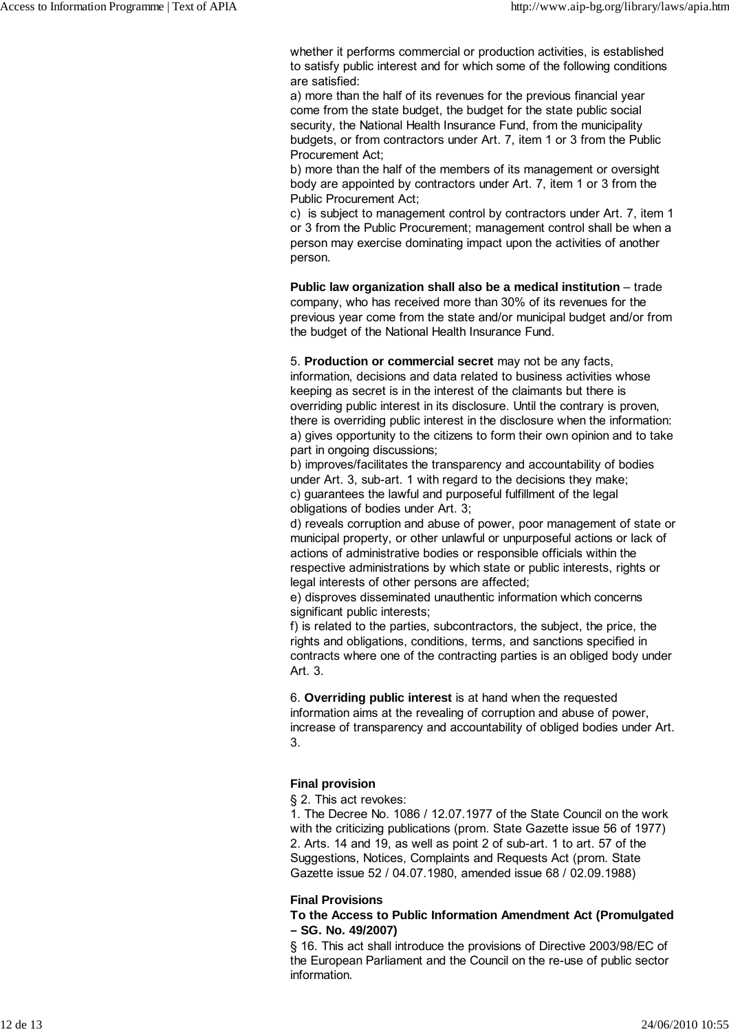whether it performs commercial or production activities, is established to satisfy public interest and for which some of the following conditions are satisfied:
a) more than the half of its revenues for the previous financial year come from the state budget, the budget for the state public social security, the National Health Insurance Fund, from the municipality budgets, or from contractors under Art. 7, item 1 or 3 from the Public Procurement Act;
b) more than the half of the members of its management or oversight body are appointed by contractors under Art. 7, item 1 or 3 from the Public Procurement Act;
c) is subject to management control by contractors under Art. 7, item 1 or 3 from the Public Procurement; management control shall be when a person may exercise dominating impact upon the activities of another person.

**Public law organization shall also be a medical institution** – trade company, who has received more than 30% of its revenues for the previous year come from the state and/or municipal budget and/or from the budget of the National Health Insurance Fund.

5. **Production or commercial secret** may not be any facts, information, decisions and data related to business activities whose keeping as secret is in the interest of the claimants but there is overriding public interest in its disclosure. Until the contrary is proven, there is overriding public interest in the disclosure when the information:
a) gives opportunity to the citizens to form their own opinion and to take part in ongoing discussions;
b) improves/facilitates the transparency and accountability of bodies under Art. 3, sub-art. 1 with regard to the decisions they make;
c) guarantees the lawful and purposeful fulfillment of the legal obligations of bodies under Art. 3;
d) reveals corruption and abuse of power, poor management of state or municipal property, or other unlawful or unpurposeful actions or lack of actions of administrative bodies or responsible officials within the respective administrations by which state or public interests, rights or legal interests of other persons are affected;
e) disproves disseminated unauthentic information which concerns significant public interests;
f) is related to the parties, subcontractors, the subject, the price, the rights and obligations, conditions, terms, and sanctions specified in contracts where one of the contracting parties is an obliged body under Art. 3.

6. **Overriding public interest** is at hand when the requested information aims at the revealing of corruption and abuse of power, increase of transparency and accountability of obliged bodies under Art. 3.

**Final provision**

§ 2. This act revokes:
1. The Decree No. 1086 / 12.07.1977 of the State Council on the work with the criticizing publications (prom. State Gazette issue 56 of 1977)
2. Arts. 14 and 19, as well as point 2 of sub-art. 1 to art. 57 of the Suggestions, Notices, Complaints and Requests Act (prom. State Gazette issue 52 / 04.07.1980, amended issue 68 / 02.09.1988)

**Final Provisions**
**To the Access to Public Information Amendment Act (Promulgated – SG. No. 49/2007)**

§ 16. This act shall introduce the provisions of Directive 2003/98/EC of the European Parliament and the Council on the re-use of public sector information.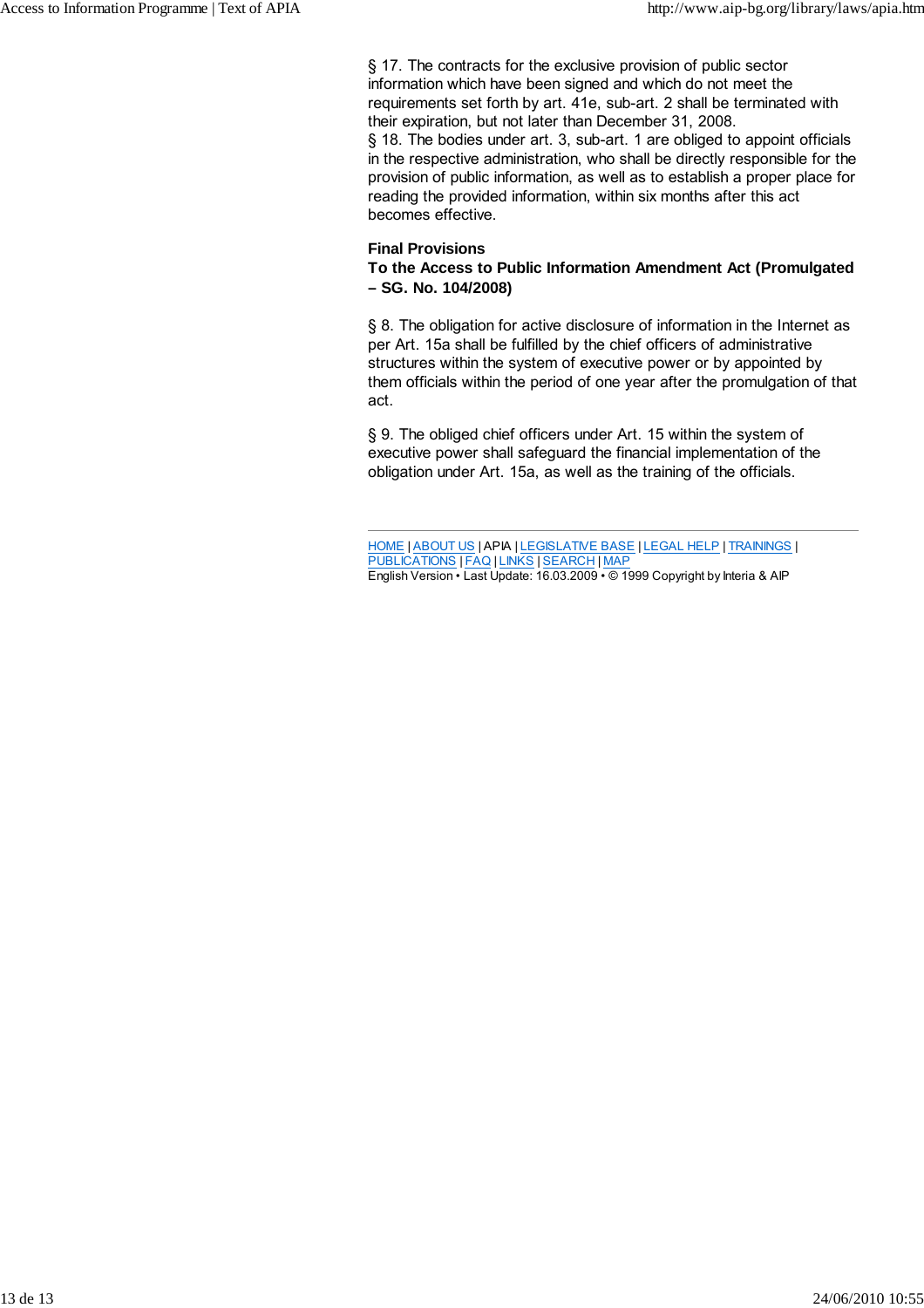§ 17. The contracts for the exclusive provision of public sector information which have been signed and which do not meet the requirements set forth by art. 41e, sub-art. 2 shall be terminated with their expiration, but not later than December 31, 2008.
§ 18. The bodies under art. 3, sub-art. 1 are obliged to appoint officials in the respective administration, who shall be directly responsible for the provision of public information, as well as to establish a proper place for reading the provided information, within six months after this act becomes effective.

**Final Provisions**
**To the Access to Public Information Amendment Act (Promulgated – SG. No. 104/2008)**

§ 8. The obligation for active disclosure of information in the Internet as per Art. 15a shall be fulfilled by the chief officers of administrative structures within the system of executive power or by appointed by them officials within the period of one year after the promulgation of that act.

§ 9. The obliged chief officers under Art. 15 within the system of executive power shall safeguard the financial implementation of the obligation under Art. 15a, as well as the training of the officials.

---

HOME | ABOUT US | APIA | LEGISLATIVE BASE | LEGAL HELP | TRAININGS | PUBLICATIONS | FAQ | LINKS | SEARCH | MAP
English Version • Last Update: 16.03.2009 • © 1999 Copyright by Interia & AIP